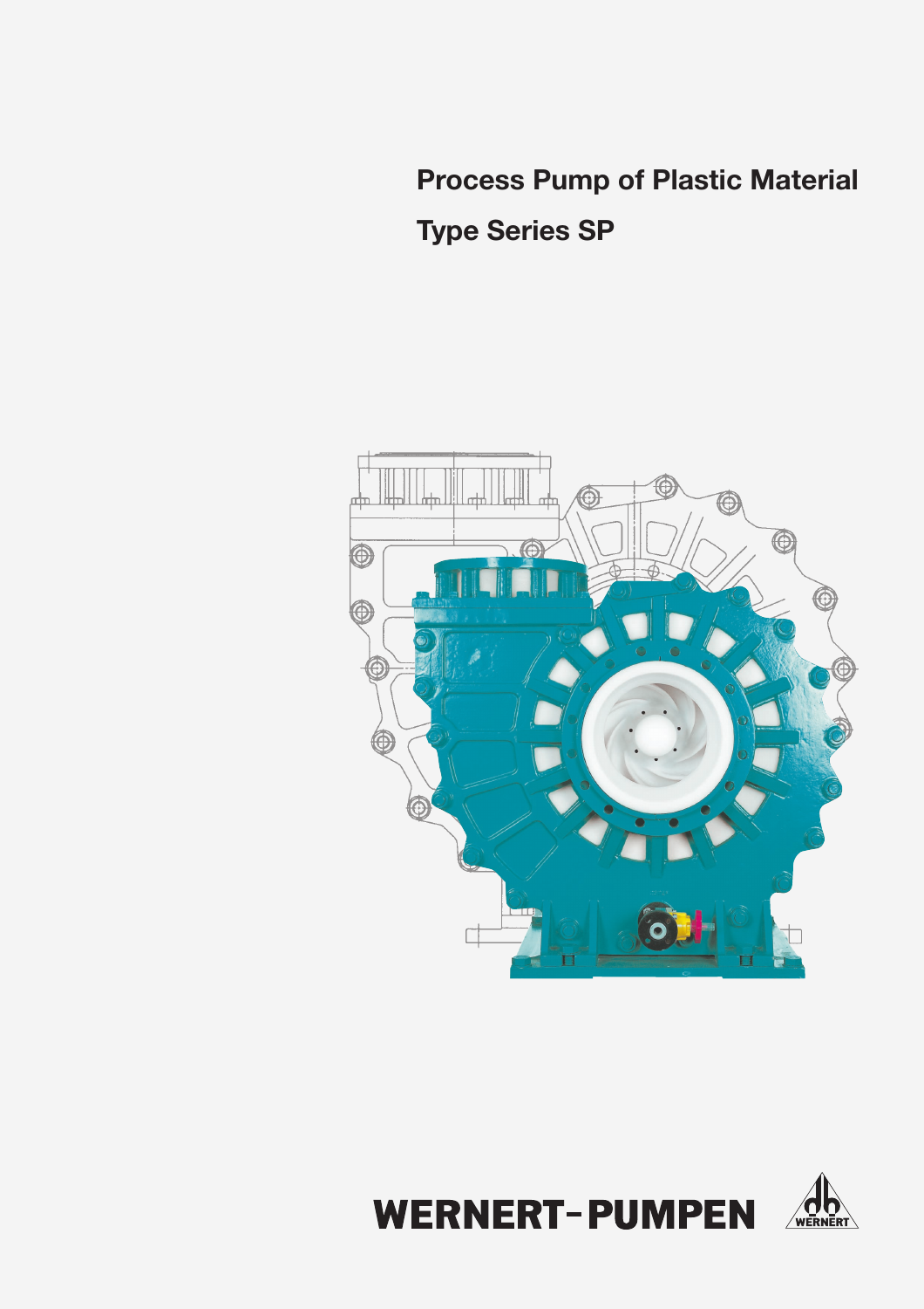# Process Pump of Plastic Material

# Type Series SP

WERNERT-PUMPEN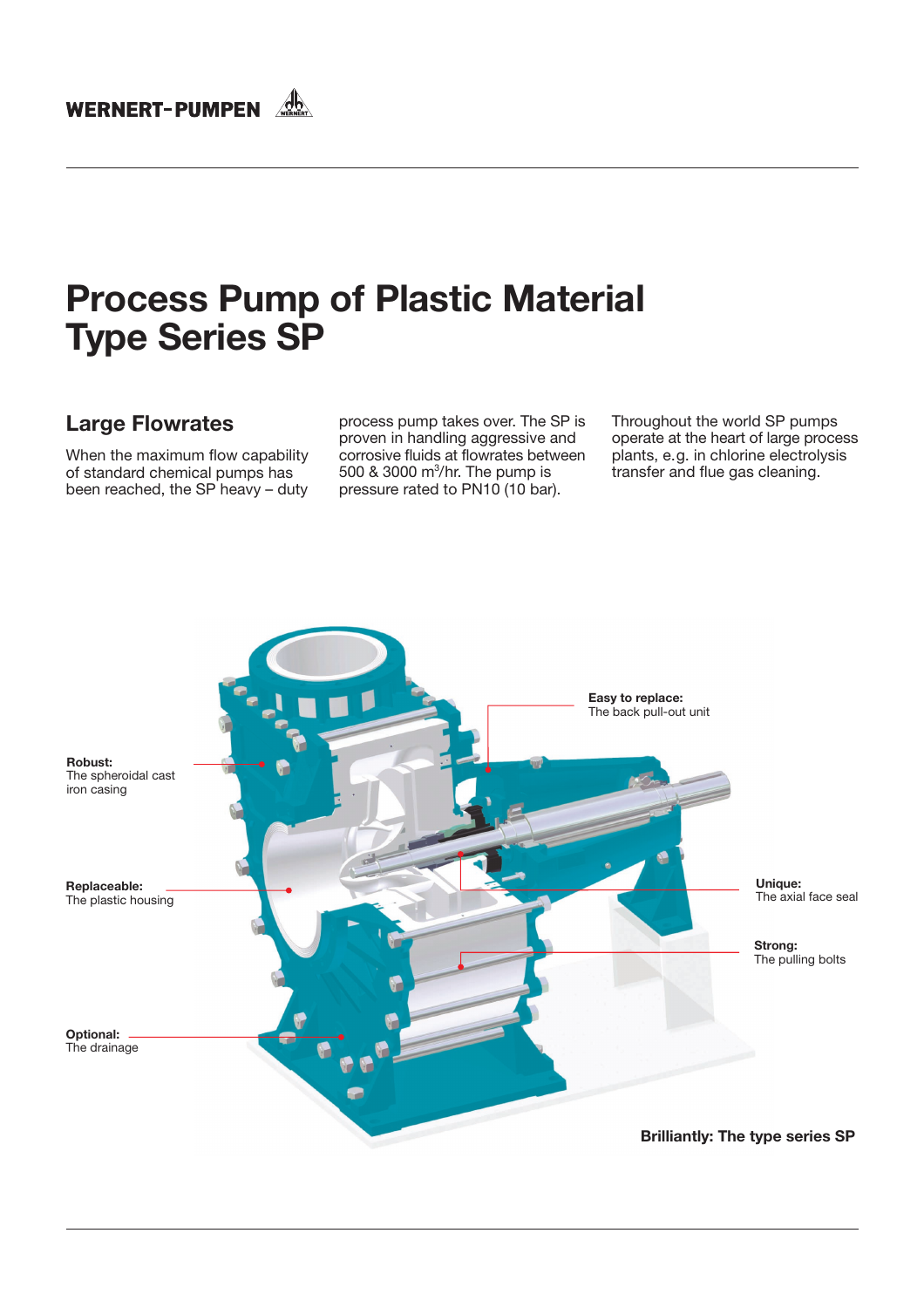# Process Pump of Plastic Material Type Series SP

## Large Flowrates

When the maximum flow capability of standard chemical pumps has been reached, the SP heavy – duty process pump takes over. The SP is proven in handling aggressive and corrosive fluids at flowrates between 500 & 3000 $m^3$/hr. The pump is pressure rated to PN10 (10 bar).

Throughout the world SP pumps operate at the heart of large process plants, e.g. in chlorine electrolysis transfer and flue gas cleaning.

**Robust:**
The spheroidal cast iron casing

**Easy to replace:**
The back pull-out unit

**Replaceable:**
The plastic housing

**Unique:**
The axial face seal

**Strong:**
The pulling bolts

**Optional:**
The drainage

**Brilliantly: The type series SP**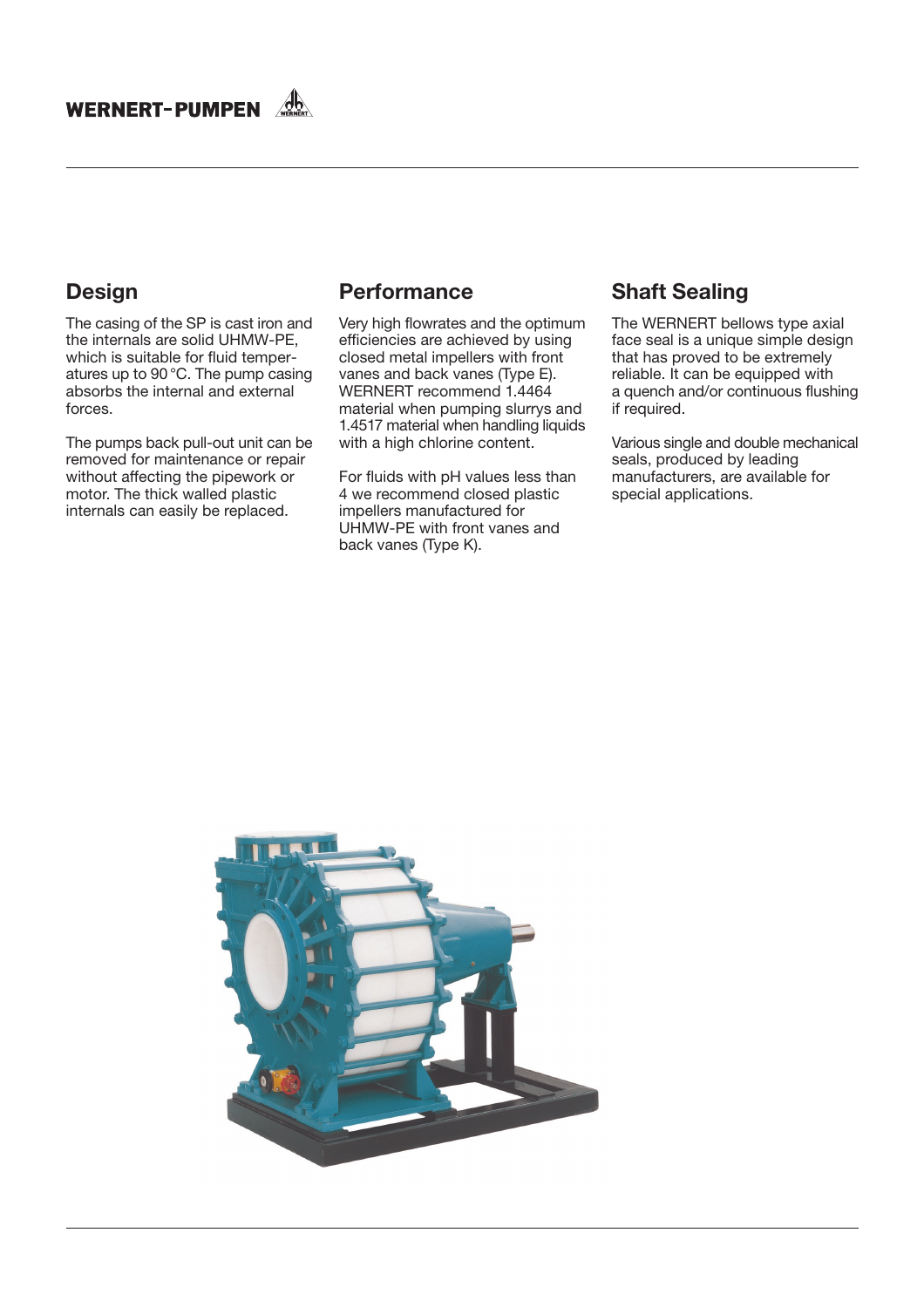## Design

The casing of the SP is cast iron and the internals are solid UHMW-PE, which is suitable for fluid temperatures up to 90 °C. The pump casing absorbs the internal and external forces.

The pumps back pull-out unit can be removed for maintenance or repair without affecting the pipework or motor. The thick walled plastic internals can easily be replaced.

## Performance

Very high flowrates and the optimum efficiencies are achieved by using closed metal impellers with front vanes and back vanes (Type E). WERNERT recommend 1.4464 material when pumping slurrys and 1.4517 material when handling liquids with a high chlorine content.

For fluids with pH values less than 4 we recommend closed plastic impellers manufactured for UHMW-PE with front vanes and back vanes (Type K).

## Shaft Sealing

The WERNERT bellows type axial face seal is a unique simple design that has proved to be extremely reliable. It can be equipped with a quench and/or continuous flushing if required.

Various single and double mechanical seals, produced by leading manufacturers, are available for special applications.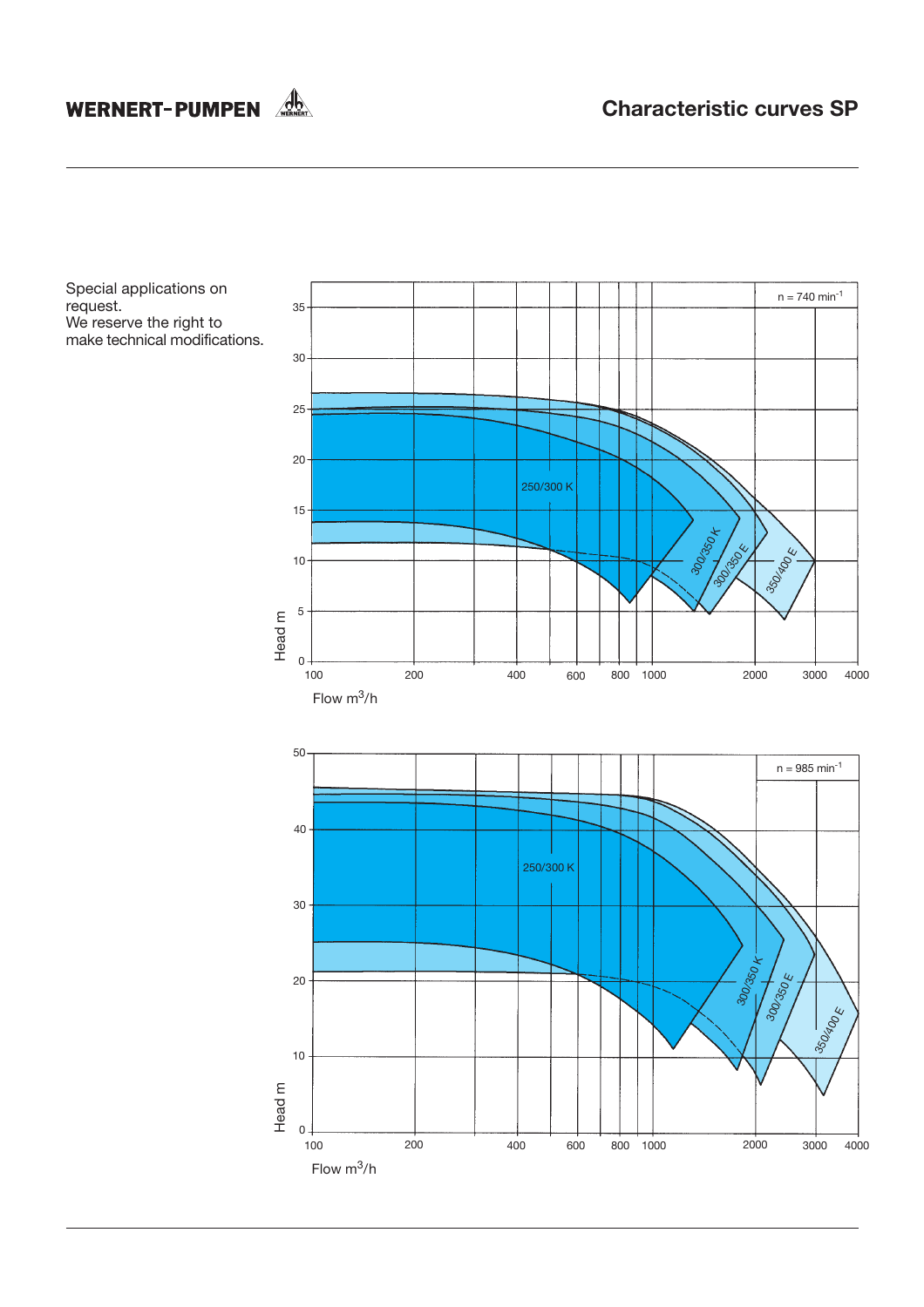# Characteristic curves SP

Special applications on request.
We reserve the right to make technical modifications.

n = 740 min$^{-1}$

250/300 K

300/350 K

300/350 E

350/400 E

Head m

Flow m$^3$/h

n = 985 min$^{-1}$

250/300 K

300/350 K

300/350 E

350/400 E

Head m

Flow m$^3$/h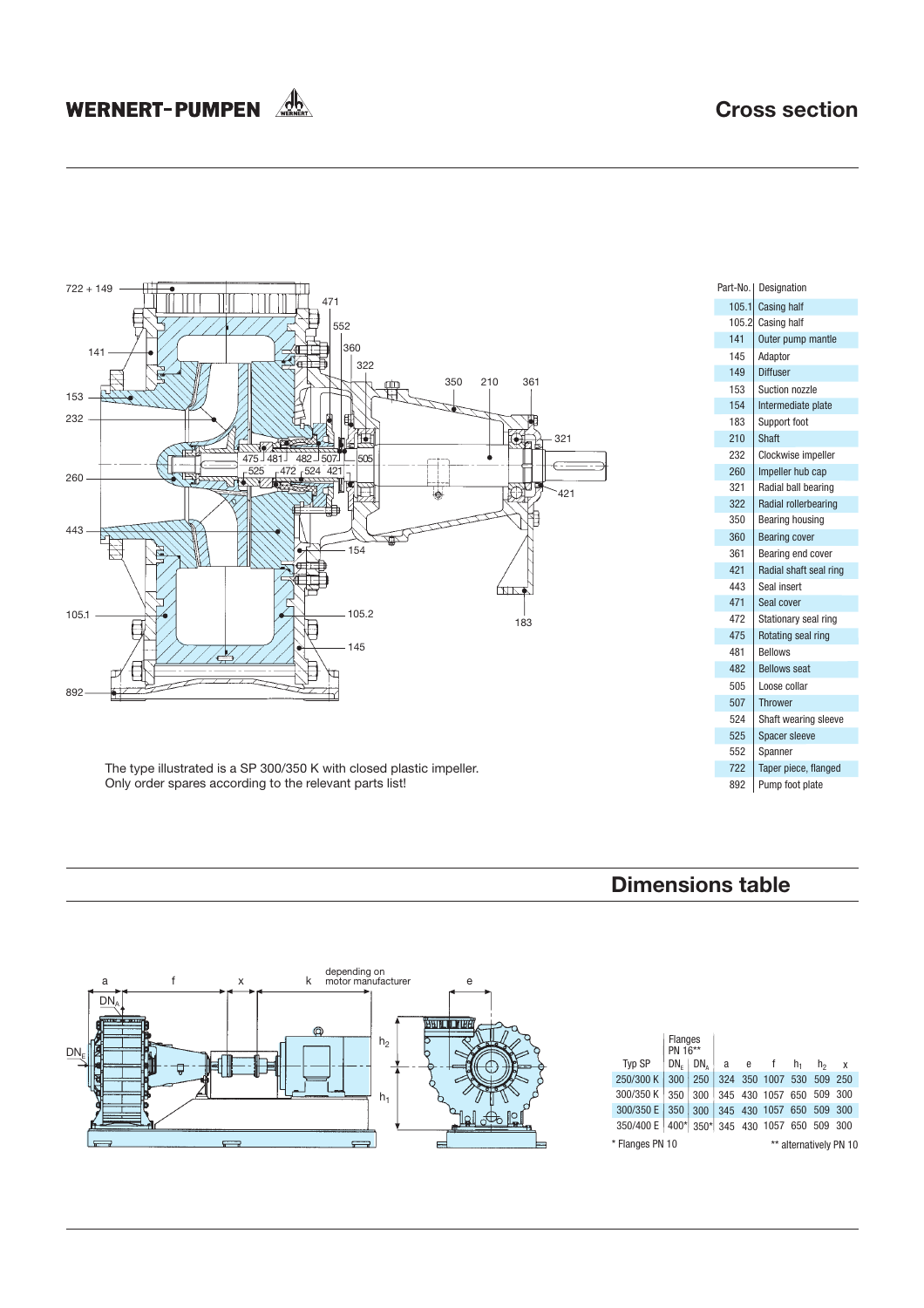## Cross section

The type illustrated is a SP 300/350 K with closed plastic impeller.
Only order spares according to the relevant parts list!

| Part-No. | Designation |
|---|---|
| 105.1 | Casing half |
| 105.2 | Casing half |
| 141 | Outer pump mantle |
| 145 | Adaptor |
| 149 | Diffuser |
| 153 | Suction nozzle |
| 154 | Intermediate plate |
| 183 | Support foot |
| 210 | Shaft |
| 232 | Clockwise impeller |
| 260 | Impeller hub cap |
| 321 | Radial ball bearing |
| 322 | Radial rollerbearing |
| 350 | Bearing housing |
| 360 | Bearing cover |
| 361 | Bearing end cover |
| 421 | Radial shaft seal ring |
| 443 | Seal insert |
| 471 | Seal cover |
| 472 | Stationary seal ring |
| 475 | Rotating seal ring |
| 481 | Bellows |
| 482 | Bellows seat |
| 505 | Loose collar |
| 507 | Thrower |
| 524 | Shaft wearing sleeve |
| 525 | Spacer sleeve |
| 552 | Spanner |
| 722 | Taper piece, flanged |
| 892 | Pump foot plate |

## Dimensions table

| Typ SP | Flanges PN 16** | | a | e | f | $h_1$ | $h_2$ | x |
|---|---|---|---|---|---|---|---|---|
| | $DN_E$ | $DN_A$ | | | | | | |
| 250/300 K | 300 | 250 | 324 | 350 | 1007 | 530 | 509 | 250 |
| 300/350 K | 350 | 300 | 345 | 430 | 1057 | 650 | 509 | 300 |
| 300/350 E | 350 | 300 | 345 | 430 | 1057 | 650 | 509 | 300 |
| 350/400 E | 400* | 350* | 345 | 430 | 1057 | 650 | 509 | 300 |

\* Flanges PN 10 ** alternatively PN 10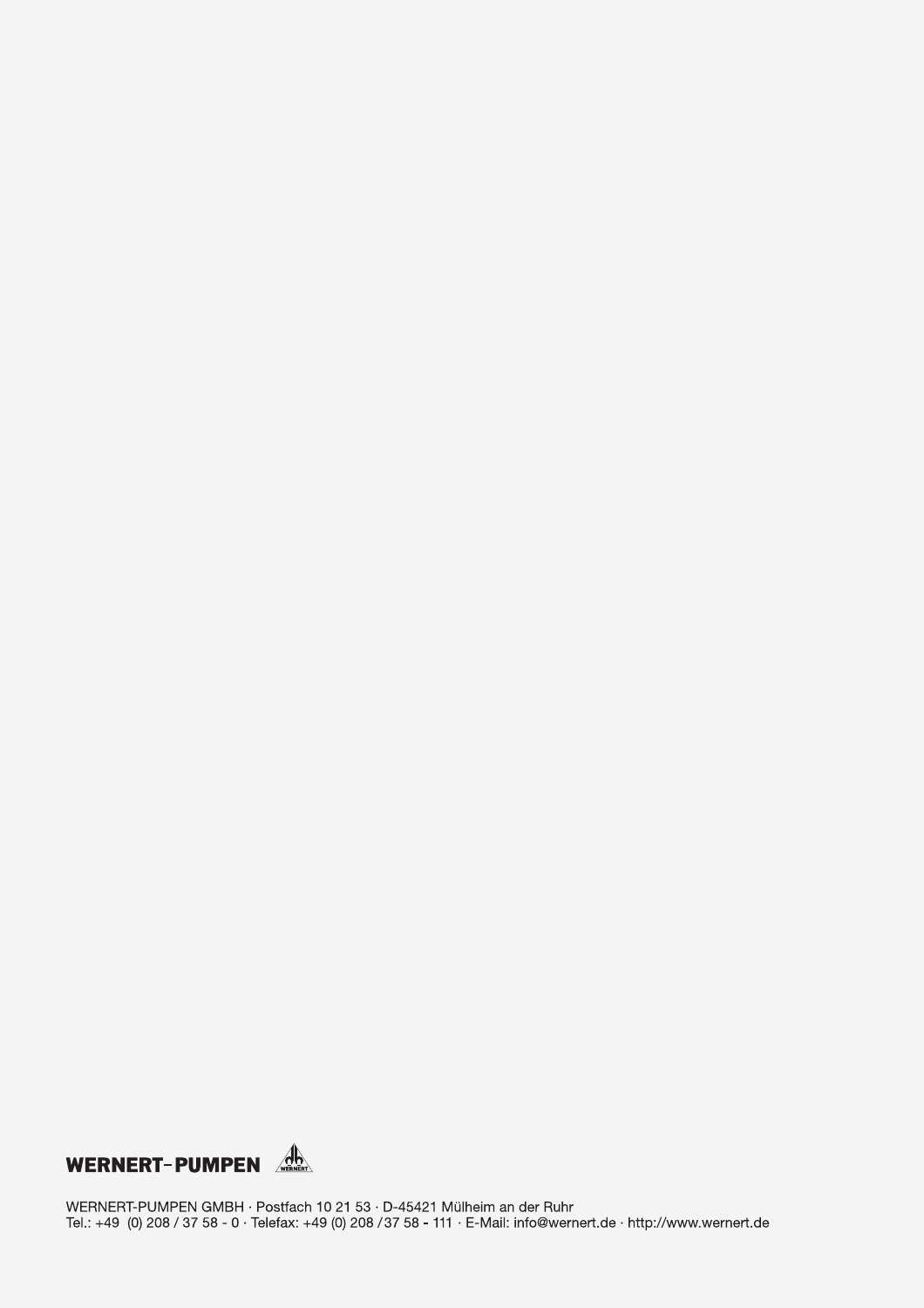**WERNERT–PUMPEN**

WERNERT-PUMPEN GMBH · Postfach 10 21 53 · D-45421 Mülheim an der Ruhr
Tel.: +49 (0) 208 / 37 58 - 0 · Telefax: +49 (0) 208 /37 58 - 111 · E-Mail: info@wernert.de · http://www.wernert.de